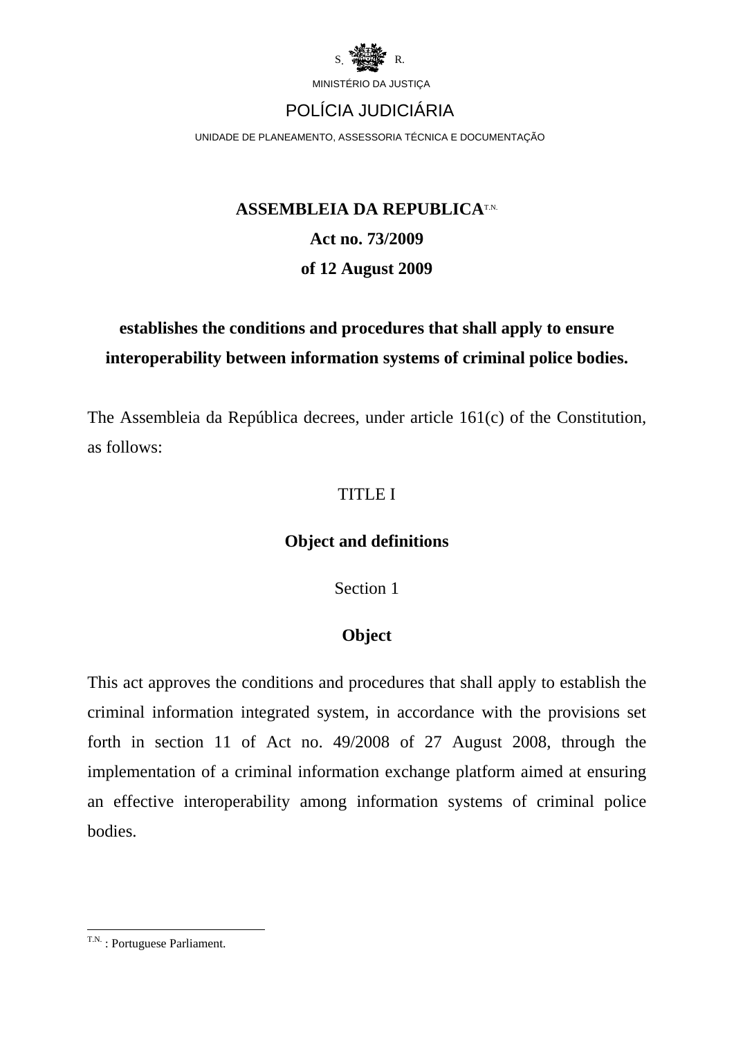S. R.

MINISTÉRIO DA JUSTIÇA

POLÍCIA JUDICIÁRIA

UNIDADE DE PLANEAMENTO, ASSESSORIA TÉCNICA E DOCUMENTAÇÃO

**ASSEMBLEIA DA REPUBLICA**[T.N.]

**Act no. 73/2009**

**of 12 August 2009**

**establishes the conditions and procedures that shall apply to ensure interoperability between information systems of criminal police bodies.**

The Assembleia da República decrees, under article 161(c) of the Constitution, as follows:

# TITLE I

## Object and definitions

### Section 1

#### Object

This act approves the conditions and procedures that shall apply to establish the criminal information integrated system, in accordance with the provisions set forth in section 11 of Act no. 49/2008 of 27 August 2008, through the implementation of a criminal information exchange platform aimed at ensuring an effective interoperability among information systems of criminal police bodies.

---

[T.N.] : Portuguese Parliament.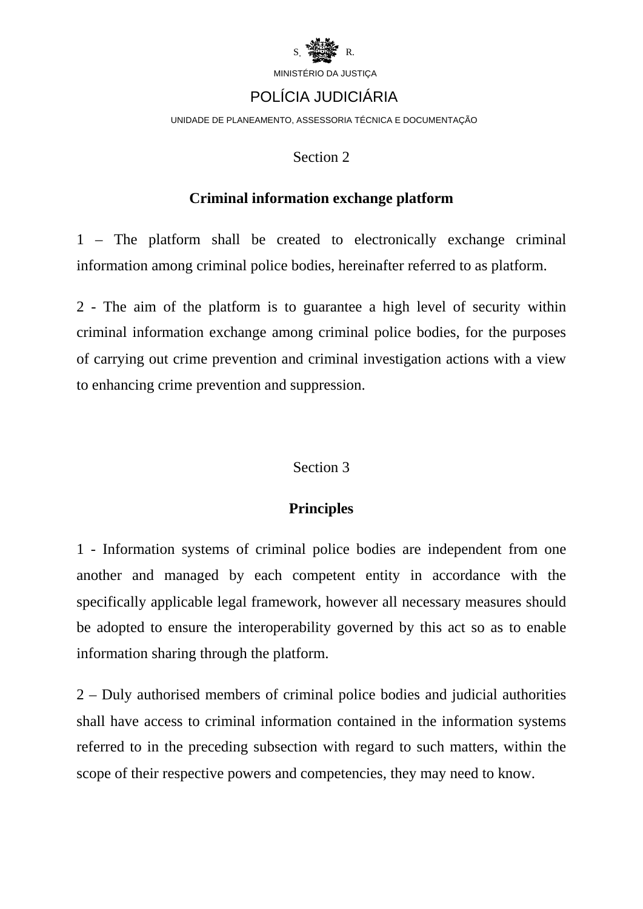## Section 2

## Criminal information exchange platform

1 – The platform shall be created to electronically exchange criminal information among criminal police bodies, hereinafter referred to as platform.

2 - The aim of the platform is to guarantee a high level of security within criminal information exchange among criminal police bodies, for the purposes of carrying out crime prevention and criminal investigation actions with a view to enhancing crime prevention and suppression.

## Section 3

## Principles

1 - Information systems of criminal police bodies are independent from one another and managed by each competent entity in accordance with the specifically applicable legal framework, however all necessary measures should be adopted to ensure the interoperability governed by this act so as to enable information sharing through the platform.

2 – Duly authorised members of criminal police bodies and judicial authorities shall have access to criminal information contained in the information systems referred to in the preceding subsection with regard to such matters, within the scope of their respective powers and competencies, they may need to know.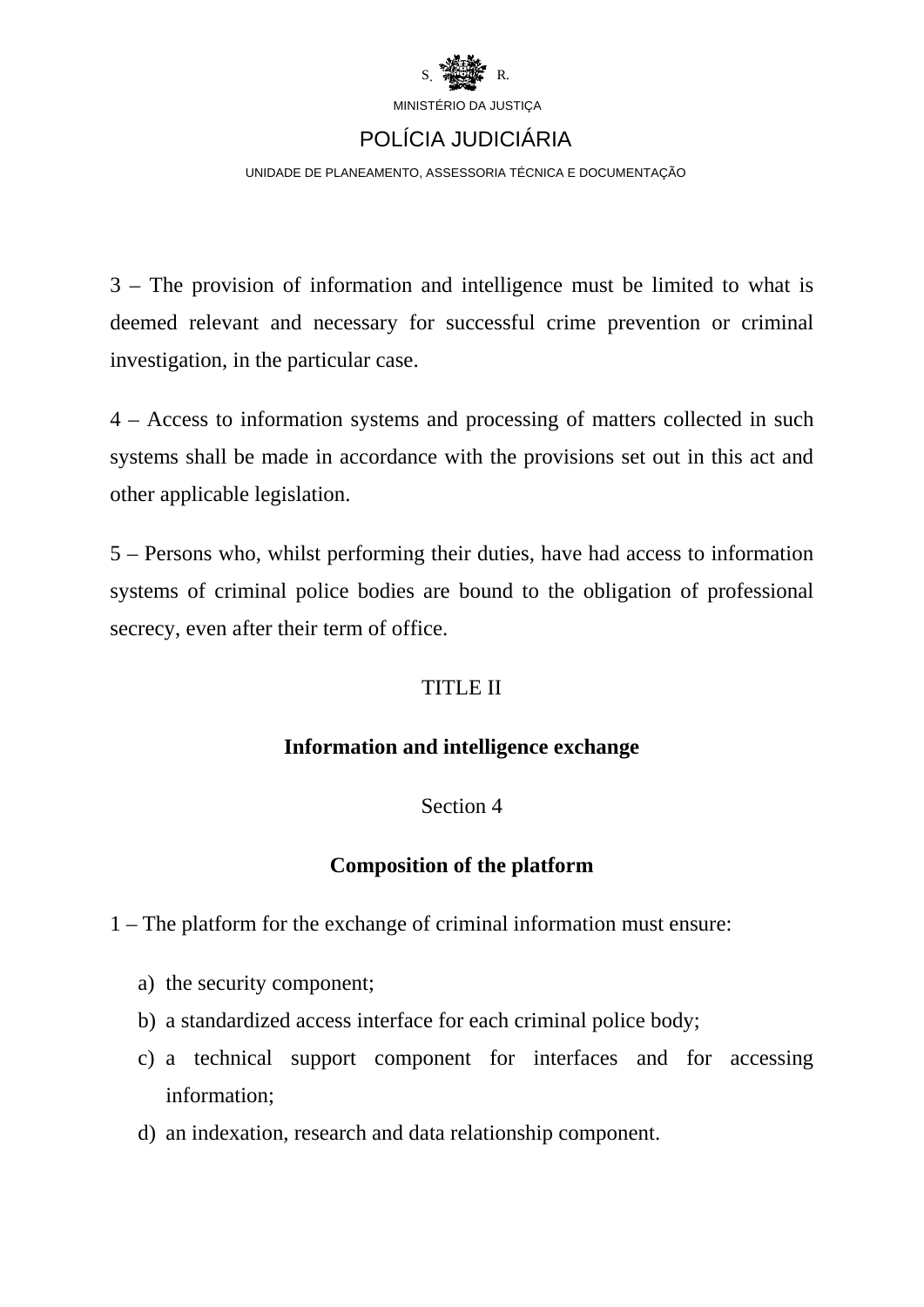3 – The provision of information and intelligence must be limited to what is deemed relevant and necessary for successful crime prevention or criminal investigation, in the particular case.

4 – Access to information systems and processing of matters collected in such systems shall be made in accordance with the provisions set out in this act and other applicable legislation.

5 – Persons who, whilst performing their duties, have had access to information systems of criminal police bodies are bound to the obligation of professional secrecy, even after their term of office.

## TITLE II

## Information and intelligence exchange

### Section 4

### Composition of the platform

1 – The platform for the exchange of criminal information must ensure:

a) the security component;
b) a standardized access interface for each criminal police body;
c) a technical support component for interfaces and for accessing information;
d) an indexation, research and data relationship component.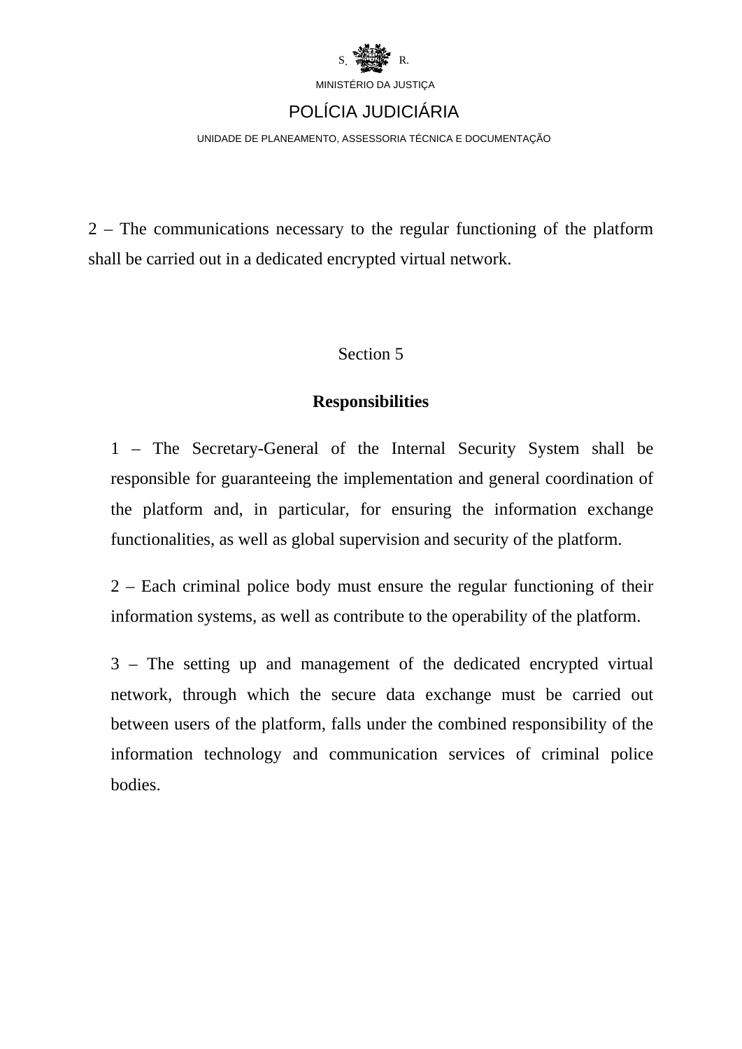2 – The communications necessary to the regular functioning of the platform shall be carried out in a dedicated encrypted virtual network.

## Section 5

## **Responsibilities**

1 – The Secretary-General of the Internal Security System shall be responsible for guaranteeing the implementation and general coordination of the platform and, in particular, for ensuring the information exchange functionalities, as well as global supervision and security of the platform.

2 – Each criminal police body must ensure the regular functioning of their information systems, as well as contribute to the operability of the platform.

3 – The setting up and management of the dedicated encrypted virtual network, through which the secure data exchange must be carried out between users of the platform, falls under the combined responsibility of the information technology and communication services of criminal police bodies.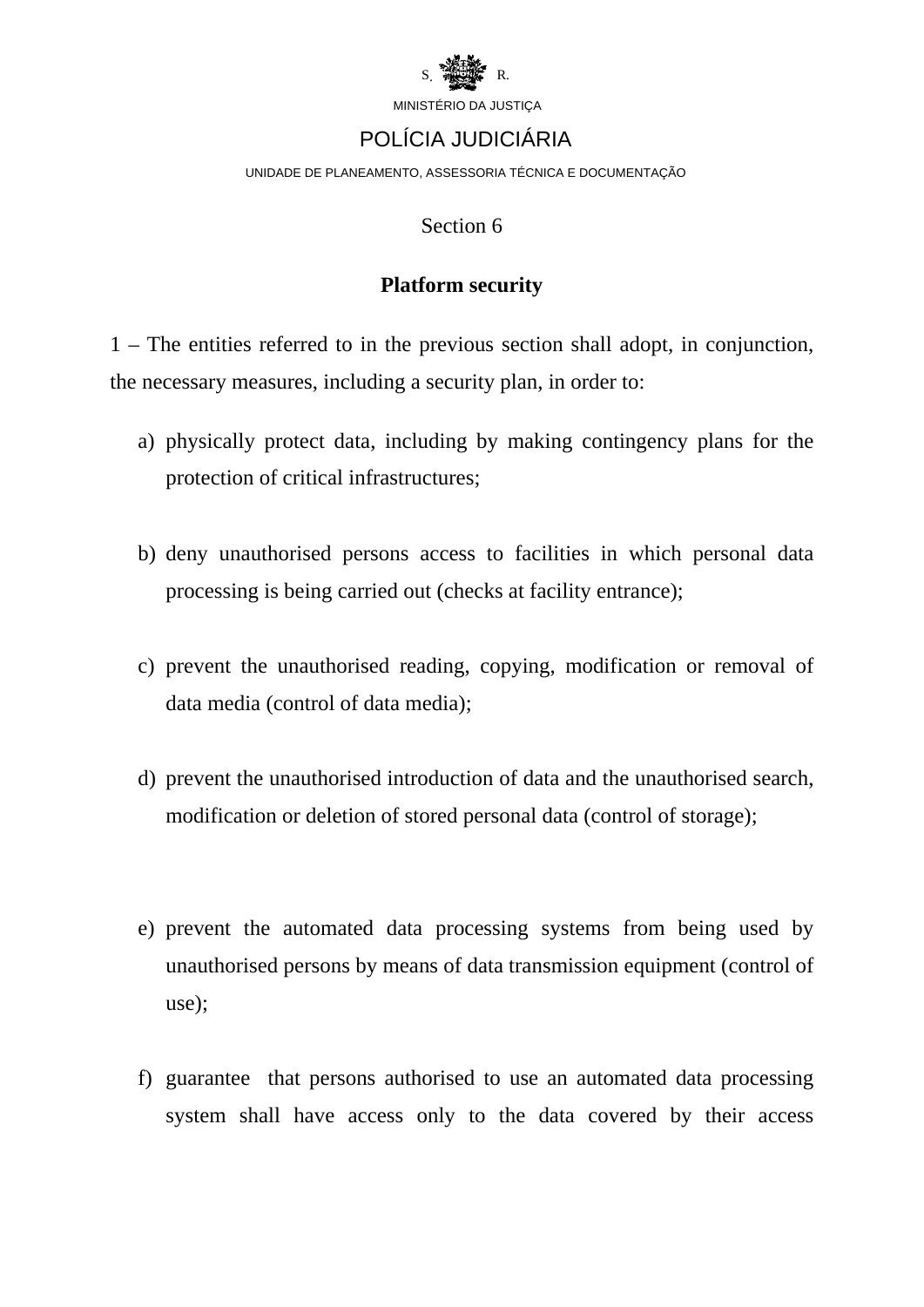S. R.

MINISTÉRIO DA JUSTIÇA

POLÍCIA JUDICIÁRIA

UNIDADE DE PLANEAMENTO, ASSESSORIA TÉCNICA E DOCUMENTAÇÃO

## Section 6

## Platform security

1 – The entities referred to in the previous section shall adopt, in conjunction, the necessary measures, including a security plan, in order to:

a) physically protect data, including by making contingency plans for the protection of critical infrastructures;

b) deny unauthorised persons access to facilities in which personal data processing is being carried out (checks at facility entrance);

c) prevent the unauthorised reading, copying, modification or removal of data media (control of data media);

d) prevent the unauthorised introduction of data and the unauthorised search, modification or deletion of stored personal data (control of storage);

e) prevent the automated data processing systems from being used by unauthorised persons by means of data transmission equipment (control of use);

f) guarantee that persons authorised to use an automated data processing system shall have access only to the data covered by their access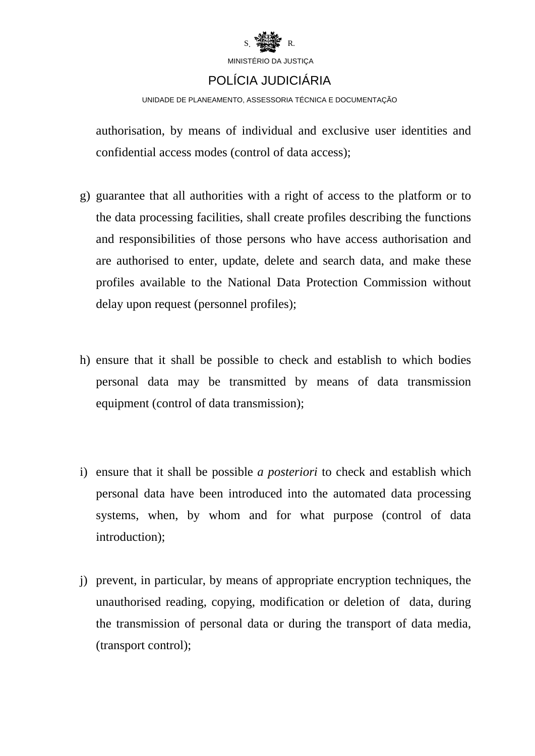authorisation, by means of individual and exclusive user identities and confidential access modes (control of data access);

g) guarantee that all authorities with a right of access to the platform or to the data processing facilities, shall create profiles describing the functions and responsibilities of those persons who have access authorisation and are authorised to enter, update, delete and search data, and make these profiles available to the National Data Protection Commission without delay upon request (personnel profiles);

h) ensure that it shall be possible to check and establish to which bodies personal data may be transmitted by means of data transmission equipment (control of data transmission);

i) ensure that it shall be possible *a posteriori* to check and establish which personal data have been introduced into the automated data processing systems, when, by whom and for what purpose (control of data introduction);

j) prevent, in particular, by means of appropriate encryption techniques, the unauthorised reading, copying, modification or deletion of data, during the transmission of personal data or during the transport of data media, (transport control);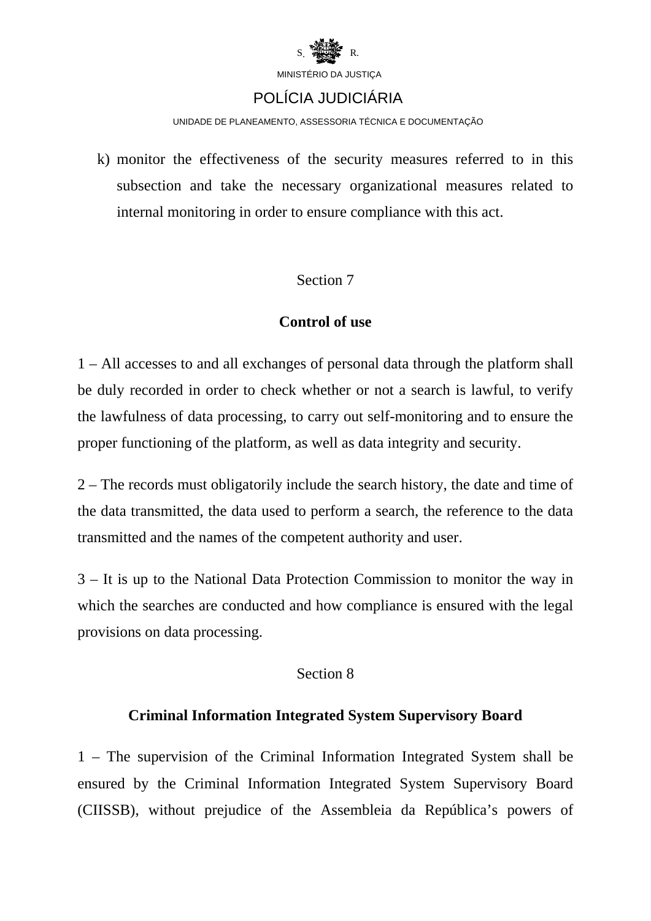k) monitor the effectiveness of the security measures referred to in this subsection and take the necessary organizational measures related to internal monitoring in order to ensure compliance with this act.

## Section 7

## **Control of use**

1 – All accesses to and all exchanges of personal data through the platform shall be duly recorded in order to check whether or not a search is lawful, to verify the lawfulness of data processing, to carry out self-monitoring and to ensure the proper functioning of the platform, as well as data integrity and security.

2 – The records must obligatorily include the search history, the date and time of the data transmitted, the data used to perform a search, the reference to the data transmitted and the names of the competent authority and user.

3 – It is up to the National Data Protection Commission to monitor the way in which the searches are conducted and how compliance is ensured with the legal provisions on data processing.

## Section 8

## **Criminal Information Integrated System Supervisory Board**

1 – The supervision of the Criminal Information Integrated System shall be ensured by the Criminal Information Integrated System Supervisory Board (CIISSB), without prejudice of the Assembleia da República's powers of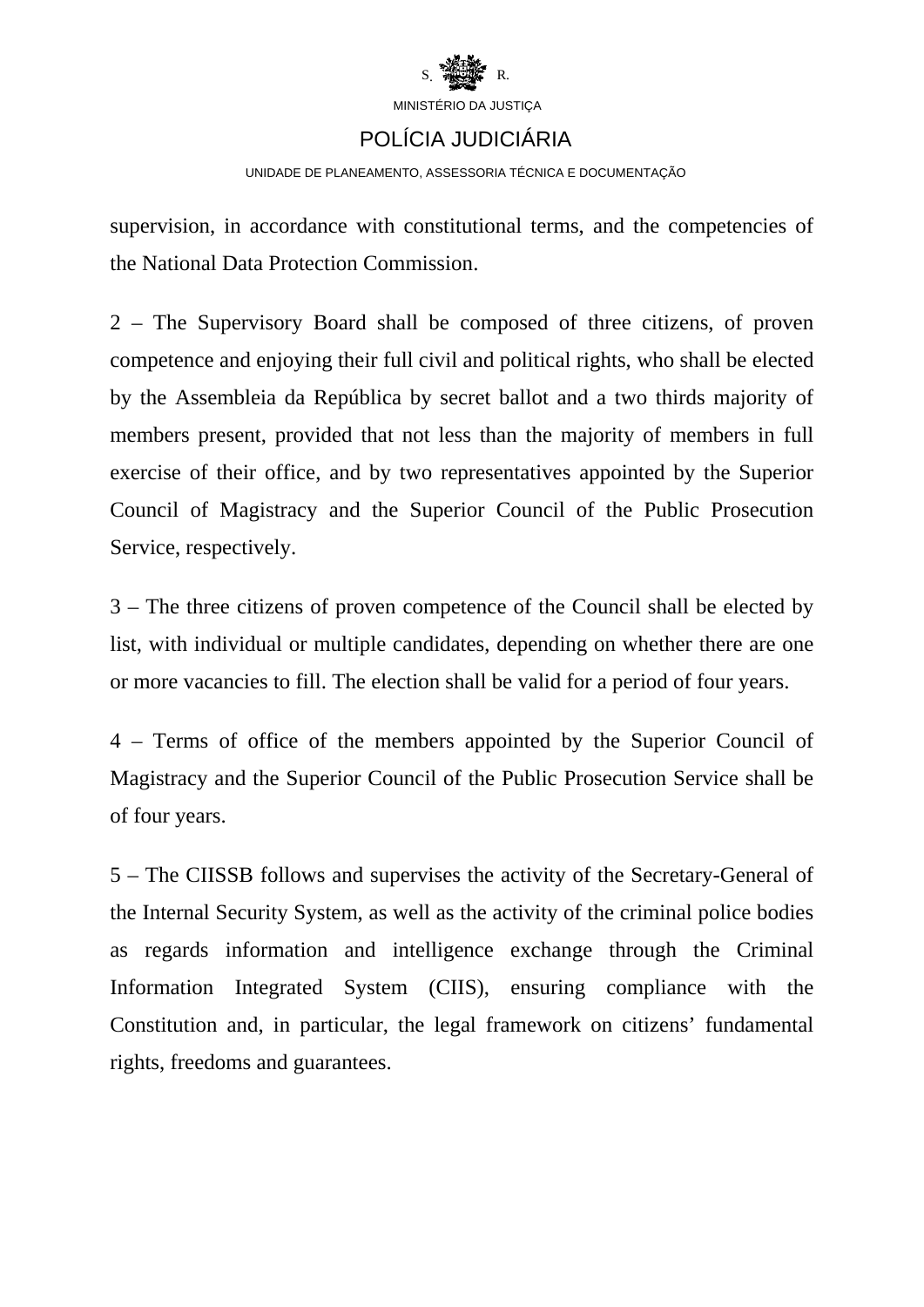supervision, in accordance with constitutional terms, and the competencies of the National Data Protection Commission.

2 – The Supervisory Board shall be composed of three citizens, of proven competence and enjoying their full civil and political rights, who shall be elected by the Assembleia da República by secret ballot and a two thirds majority of members present, provided that not less than the majority of members in full exercise of their office, and by two representatives appointed by the Superior Council of Magistracy and the Superior Council of the Public Prosecution Service, respectively.

3 – The three citizens of proven competence of the Council shall be elected by list, with individual or multiple candidates, depending on whether there are one or more vacancies to fill. The election shall be valid for a period of four years.

4 – Terms of office of the members appointed by the Superior Council of Magistracy and the Superior Council of the Public Prosecution Service shall be of four years.

5 – The CIISSB follows and supervises the activity of the Secretary-General of the Internal Security System, as well as the activity of the criminal police bodies as regards information and intelligence exchange through the Criminal Information Integrated System (CIIS), ensuring compliance with the Constitution and, in particular, the legal framework on citizens' fundamental rights, freedoms and guarantees.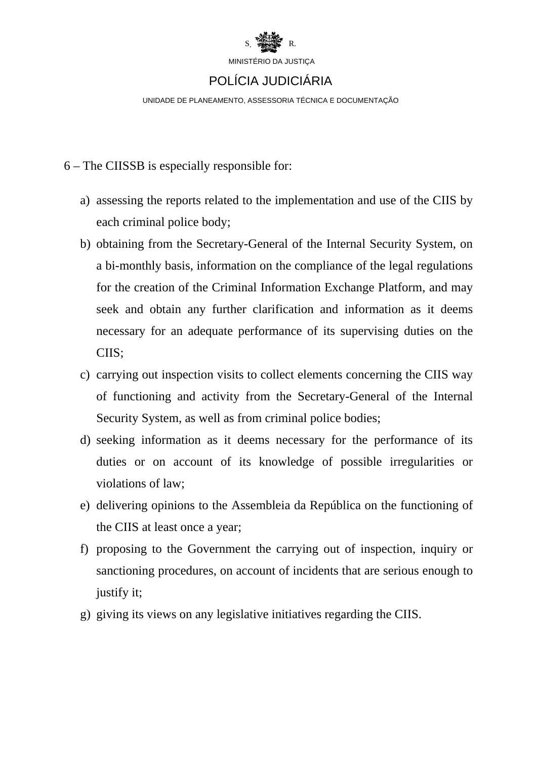6 – The CIISSB is especially responsible for:

a) assessing the reports related to the implementation and use of the CIIS by each criminal police body;
b) obtaining from the Secretary-General of the Internal Security System, on a bi-monthly basis, information on the compliance of the legal regulations for the creation of the Criminal Information Exchange Platform, and may seek and obtain any further clarification and information as it deems necessary for an adequate performance of its supervising duties on the CIIS;
c) carrying out inspection visits to collect elements concerning the CIIS way of functioning and activity from the Secretary-General of the Internal Security System, as well as from criminal police bodies;
d) seeking information as it deems necessary for the performance of its duties or on account of its knowledge of possible irregularities or violations of law;
e) delivering opinions to the Assembleia da República on the functioning of the CIIS at least once a year;
f) proposing to the Government the carrying out of inspection, inquiry or sanctioning procedures, on account of incidents that are serious enough to justify it;
g) giving its views on any legislative initiatives regarding the CIIS.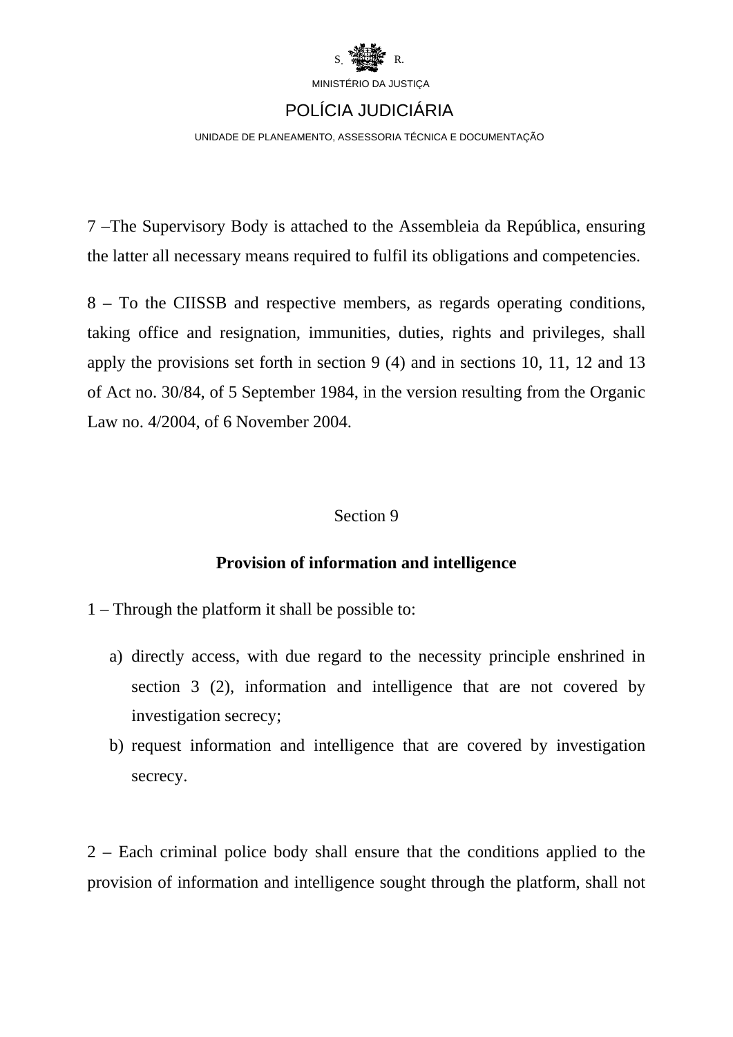7 –The Supervisory Body is attached to the Assembleia da República, ensuring the latter all necessary means required to fulfil its obligations and competencies.

8 – To the CIISSB and respective members, as regards operating conditions, taking office and resignation, immunities, duties, rights and privileges, shall apply the provisions set forth in section 9 (4) and in sections 10, 11, 12 and 13 of Act no. 30/84, of 5 September 1984, in the version resulting from the Organic Law no. 4/2004, of 6 November 2004.

Section 9

**Provision of information and intelligence**

1 – Through the platform it shall be possible to:

a) directly access, with due regard to the necessity principle enshrined in section 3 (2), information and intelligence that are not covered by investigation secrecy;
b) request information and intelligence that are covered by investigation secrecy.

2 – Each criminal police body shall ensure that the conditions applied to the provision of information and intelligence sought through the platform, shall not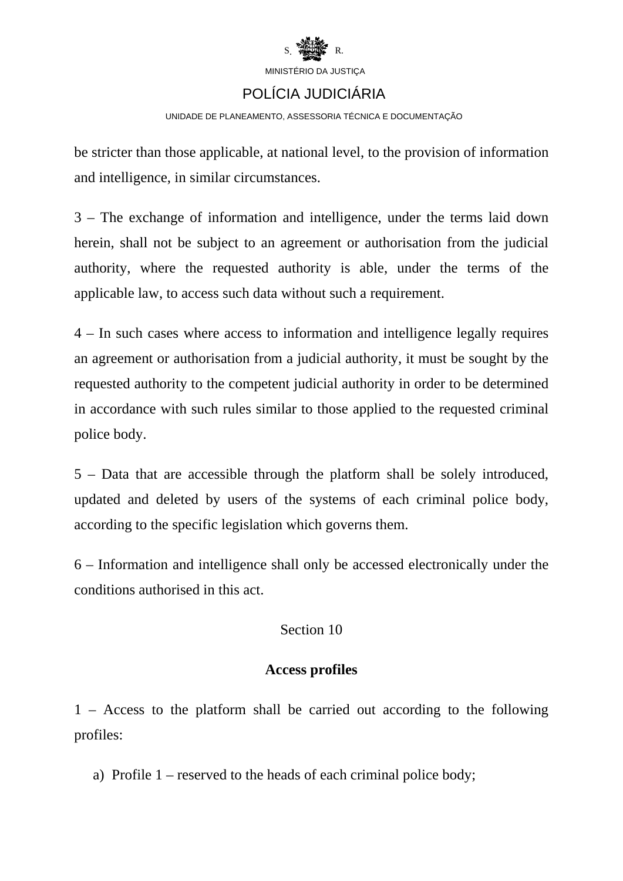be stricter than those applicable, at national level, to the provision of information and intelligence, in similar circumstances.

3 – The exchange of information and intelligence, under the terms laid down herein, shall not be subject to an agreement or authorisation from the judicial authority, where the requested authority is able, under the terms of the applicable law, to access such data without such a requirement.

4 – In such cases where access to information and intelligence legally requires an agreement or authorisation from a judicial authority, it must be sought by the requested authority to the competent judicial authority in order to be determined in accordance with such rules similar to those applied to the requested criminal police body.

5 – Data that are accessible through the platform shall be solely introduced, updated and deleted by users of the systems of each criminal police body, according to the specific legislation which governs them.

6 – Information and intelligence shall only be accessed electronically under the conditions authorised in this act.

Section 10

**Access profiles**

1 – Access to the platform shall be carried out according to the following profiles:

a) Profile 1 – reserved to the heads of each criminal police body;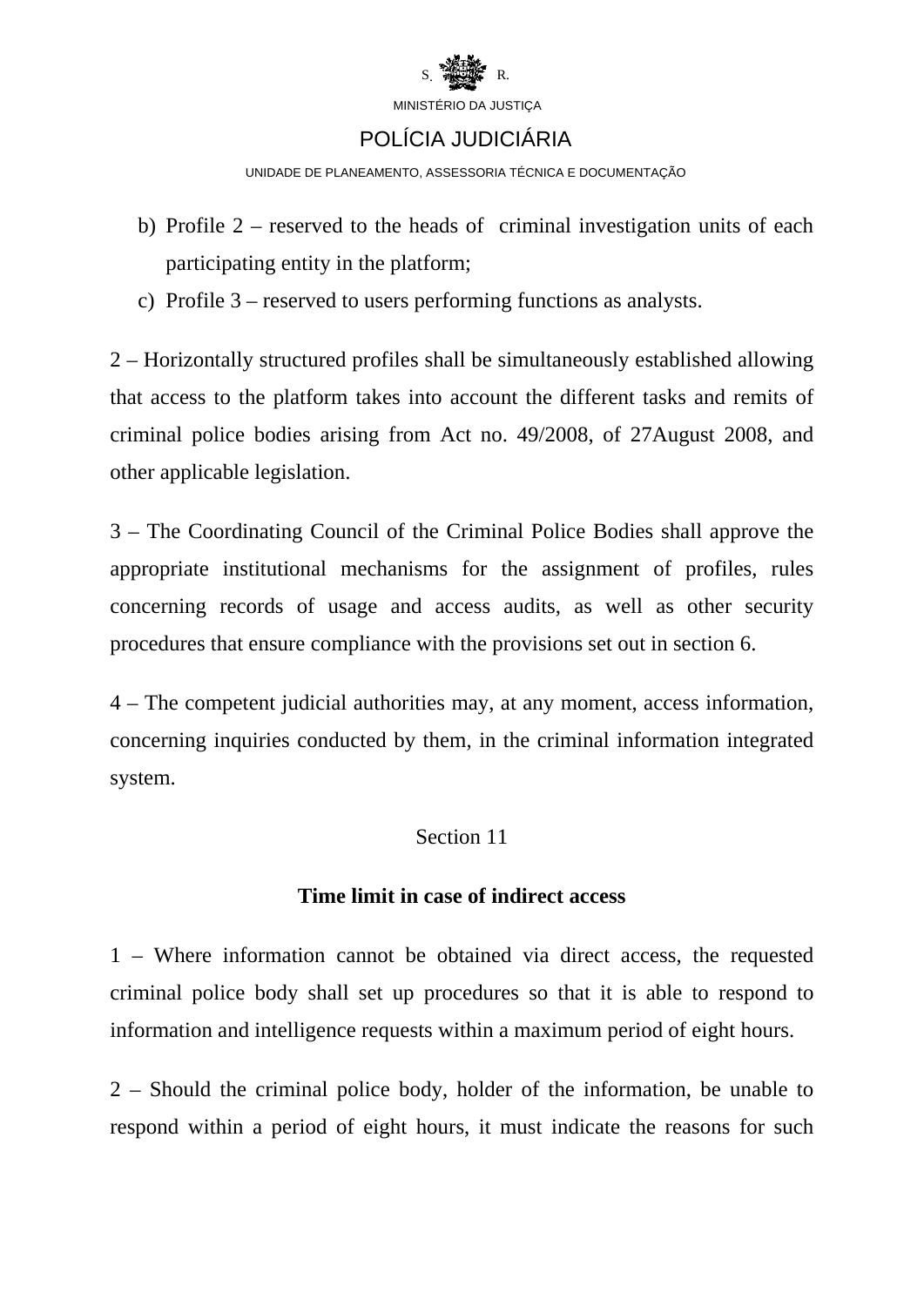b) Profile 2 – reserved to the heads of criminal investigation units of each participating entity in the platform;
c) Profile 3 – reserved to users performing functions as analysts.

2 – Horizontally structured profiles shall be simultaneously established allowing that access to the platform takes into account the different tasks and remits of criminal police bodies arising from Act no. 49/2008, of 27August 2008, and other applicable legislation.

3 – The Coordinating Council of the Criminal Police Bodies shall approve the appropriate institutional mechanisms for the assignment of profiles, rules concerning records of usage and access audits, as well as other security procedures that ensure compliance with the provisions set out in section 6.

4 – The competent judicial authorities may, at any moment, access information, concerning inquiries conducted by them, in the criminal information integrated system.

## Section 11

### Time limit in case of indirect access

1 – Where information cannot be obtained via direct access, the requested criminal police body shall set up procedures so that it is able to respond to information and intelligence requests within a maximum period of eight hours.

2 – Should the criminal police body, holder of the information, be unable to respond within a period of eight hours, it must indicate the reasons for such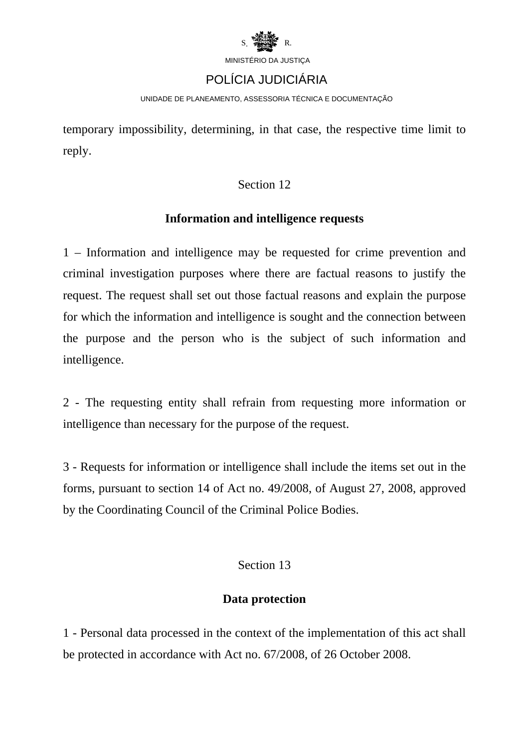temporary impossibility, determining, in that case, the respective time limit to reply.

Section 12

**Information and intelligence requests**

1 – Information and intelligence may be requested for crime prevention and criminal investigation purposes where there are factual reasons to justify the request. The request shall set out those factual reasons and explain the purpose for which the information and intelligence is sought and the connection between the purpose and the person who is the subject of such information and intelligence.

2 - The requesting entity shall refrain from requesting more information or intelligence than necessary for the purpose of the request.

3 - Requests for information or intelligence shall include the items set out in the forms, pursuant to section 14 of Act no. 49/2008, of August 27, 2008, approved by the Coordinating Council of the Criminal Police Bodies.

Section 13

**Data protection**

1 - Personal data processed in the context of the implementation of this act shall be protected in accordance with Act no. 67/2008, of 26 October 2008.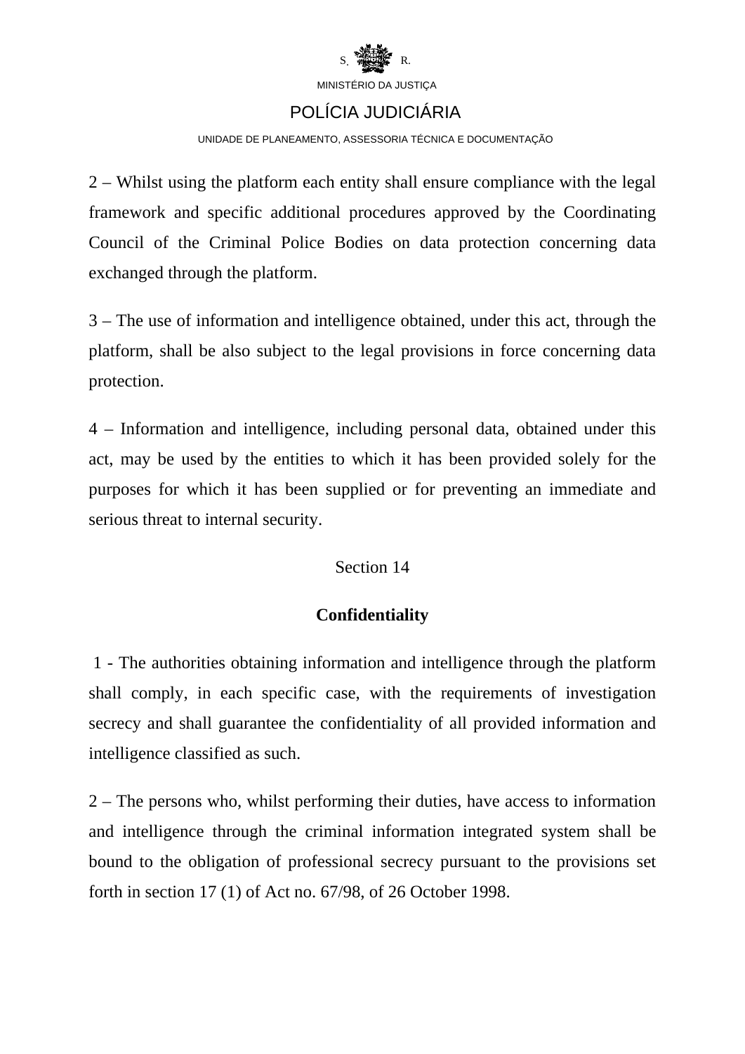2 – Whilst using the platform each entity shall ensure compliance with the legal framework and specific additional procedures approved by the Coordinating Council of the Criminal Police Bodies on data protection concerning data exchanged through the platform.

3 – The use of information and intelligence obtained, under this act, through the platform, shall be also subject to the legal provisions in force concerning data protection.

4 – Information and intelligence, including personal data, obtained under this act, may be used by the entities to which it has been provided solely for the purposes for which it has been supplied or for preventing an immediate and serious threat to internal security.

### Section 14

### **Confidentiality**

1 - The authorities obtaining information and intelligence through the platform shall comply, in each specific case, with the requirements of investigation secrecy and shall guarantee the confidentiality of all provided information and intelligence classified as such.

2 – The persons who, whilst performing their duties, have access to information and intelligence through the criminal information integrated system shall be bound to the obligation of professional secrecy pursuant to the provisions set forth in section 17 (1) of Act no. 67/98, of 26 October 1998.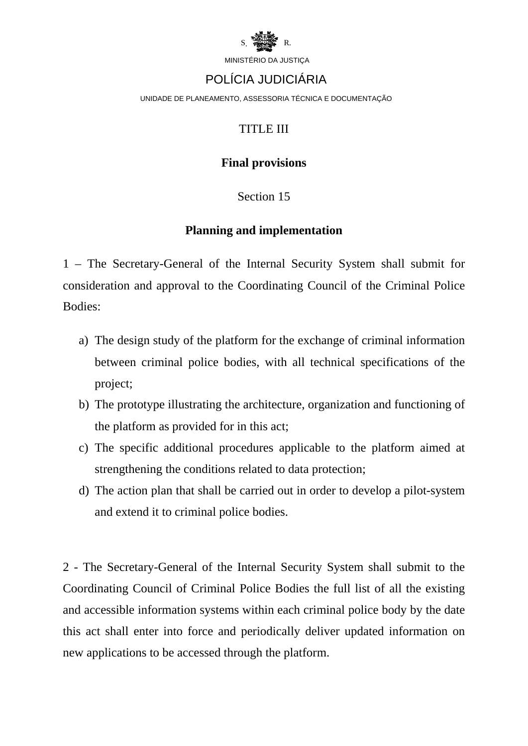TITLE III

## Final provisions

Section 15

## Planning and implementation

1 – The Secretary-General of the Internal Security System shall submit for consideration and approval to the Coordinating Council of the Criminal Police Bodies:

a) The design study of the platform for the exchange of criminal information between criminal police bodies, with all technical specifications of the project;
b) The prototype illustrating the architecture, organization and functioning of the platform as provided for in this act;
c) The specific additional procedures applicable to the platform aimed at strengthening the conditions related to data protection;
d) The action plan that shall be carried out in order to develop a pilot-system and extend it to criminal police bodies.

2 - The Secretary-General of the Internal Security System shall submit to the Coordinating Council of Criminal Police Bodies the full list of all the existing and accessible information systems within each criminal police body by the date this act shall enter into force and periodically deliver updated information on new applications to be accessed through the platform.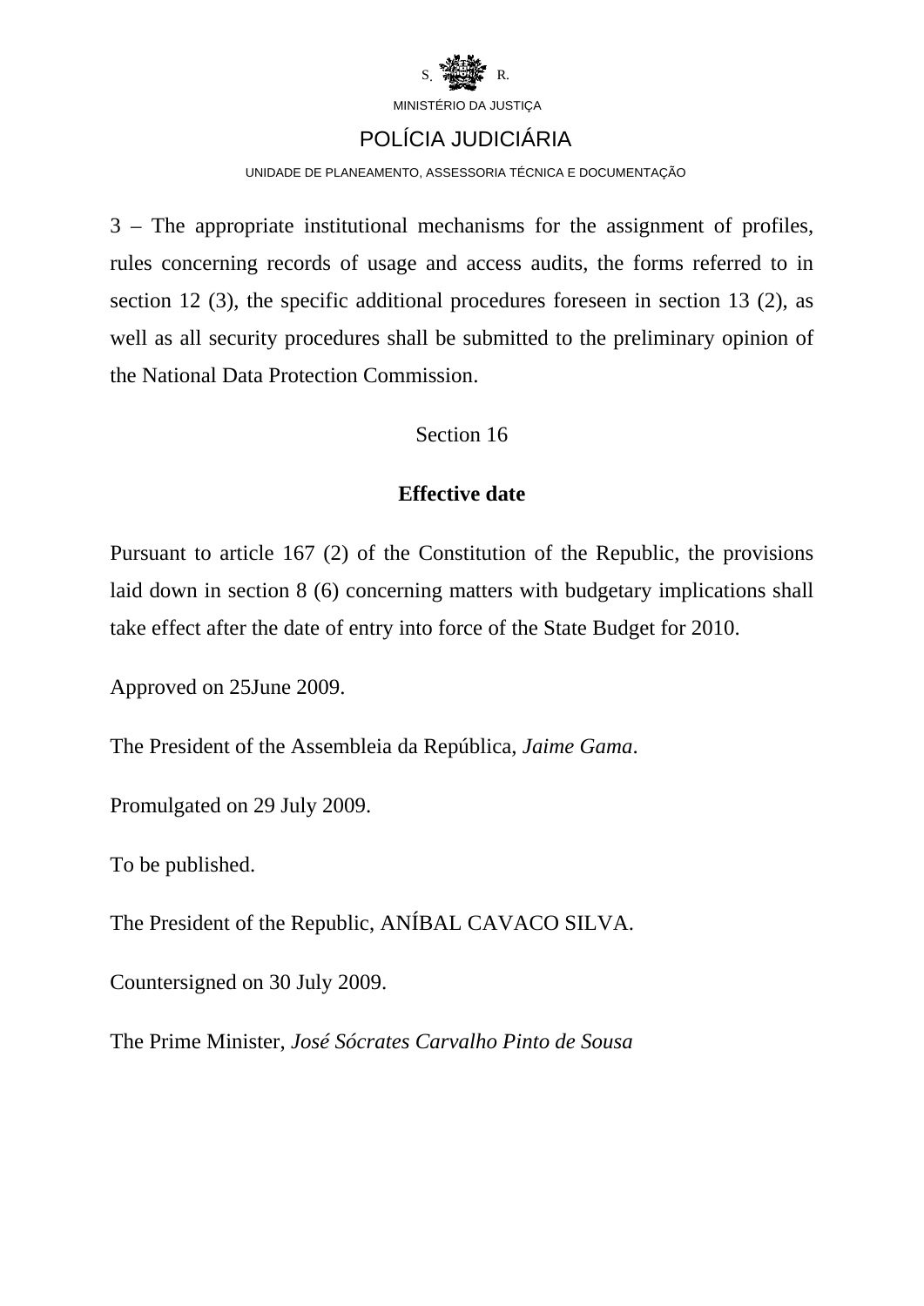3 – The appropriate institutional mechanisms for the assignment of profiles, rules concerning records of usage and access audits, the forms referred to in section 12 (3), the specific additional procedures foreseen in section 13 (2), as well as all security procedures shall be submitted to the preliminary opinion of the National Data Protection Commission.

Section 16

**Effective date**

Pursuant to article 167 (2) of the Constitution of the Republic, the provisions laid down in section 8 (6) concerning matters with budgetary implications shall take effect after the date of entry into force of the State Budget for 2010.

Approved on 25June 2009.

The President of the Assembleia da República, *Jaime Gama*.

Promulgated on 29 July 2009.

To be published.

The President of the Republic, ANÍBAL CAVACO SILVA.

Countersigned on 30 July 2009.

The Prime Minister, *José Sócrates Carvalho Pinto de Sousa*